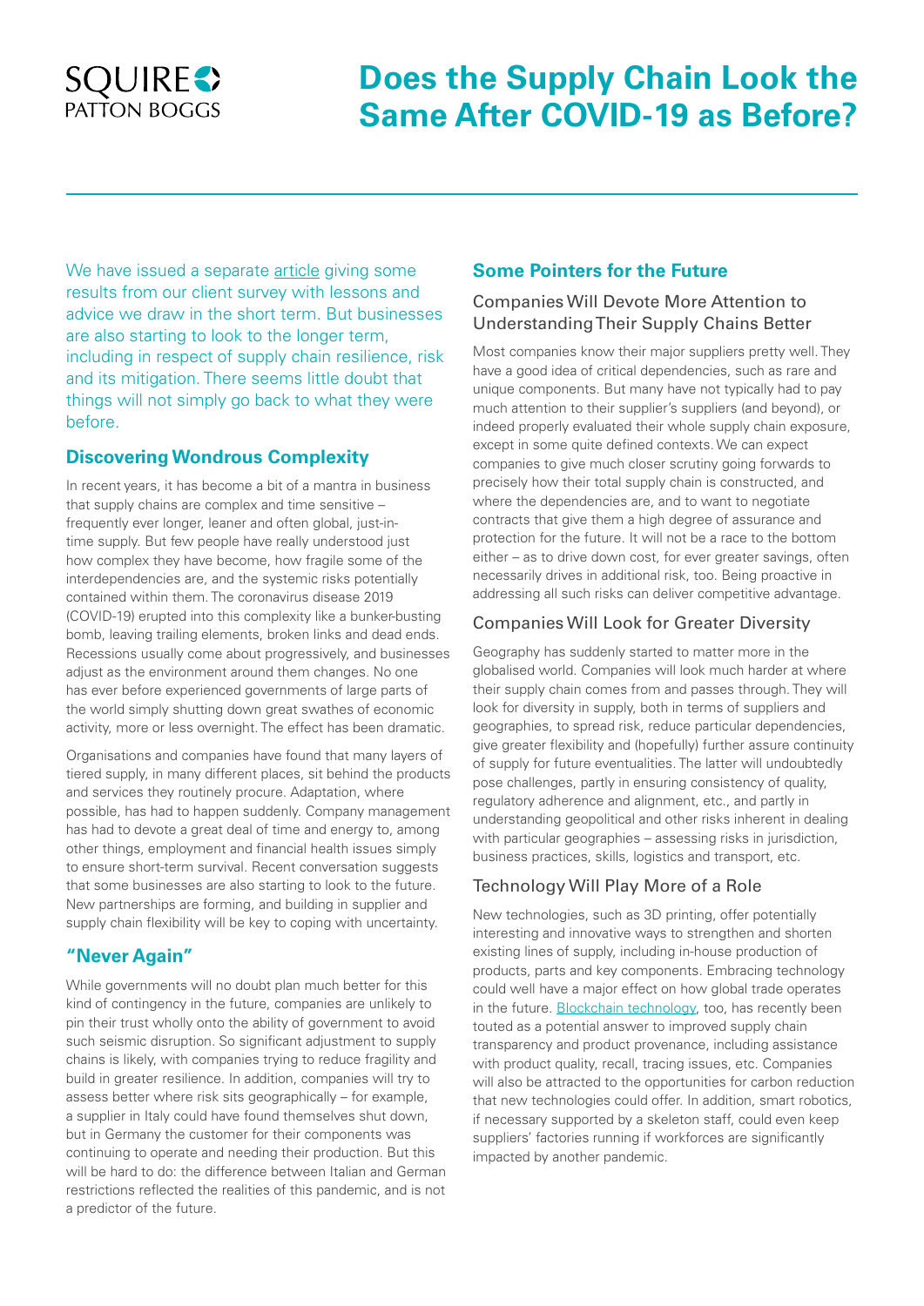# Does the Supply Chain Look the Same After COVID-19 as Before?

We have issued a separate article giving some results from our client survey with lessons and advice we draw in the short term. But businesses are also starting to look to the longer term, including in respect of supply chain resilience, risk and its mitigation. There seems little doubt that things will not simply go back to what they were before.

## Discovering Wondrous Complexity

In recent years, it has become a bit of a mantra in business that supply chains are complex and time sensitive – frequently ever longer, leaner and often global, just-in-time supply. But few people have really understood just how complex they have become, how fragile some of the interdependencies are, and the systemic risks potentially contained within them. The coronavirus disease 2019 (COVID-19) erupted into this complexity like a bunker-busting bomb, leaving trailing elements, broken links and dead ends. Recessions usually come about progressively, and businesses adjust as the environment around them changes. No one has ever before experienced governments of large parts of the world simply shutting down great swathes of economic activity, more or less overnight. The effect has been dramatic.

Organisations and companies have found that many layers of tiered supply, in many different places, sit behind the products and services they routinely procure. Adaptation, where possible, has had to happen suddenly. Company management has had to devote a great deal of time and energy to, among other things, employment and financial health issues simply to ensure short-term survival. Recent conversation suggests that some businesses are also starting to look to the future. New partnerships are forming, and building in supplier and supply chain flexibility will be key to coping with uncertainty.

## "Never Again"

While governments will no doubt plan much better for this kind of contingency in the future, companies are unlikely to pin their trust wholly onto the ability of government to avoid such seismic disruption. So significant adjustment to supply chains is likely, with companies trying to reduce fragility and build in greater resilience. In addition, companies will try to assess better where risk sits geographically – for example, a supplier in Italy could have found themselves shut down, but in Germany the customer for their components was continuing to operate and needing their production. But this will be hard to do: the difference between Italian and German restrictions reflected the realities of this pandemic, and is not a predictor of the future.

## Some Pointers for the Future

### Companies Will Devote More Attention to Understanding Their Supply Chains Better

Most companies know their major suppliers pretty well. They have a good idea of critical dependencies, such as rare and unique components. But many have not typically had to pay much attention to their supplier's suppliers (and beyond), or indeed properly evaluated their whole supply chain exposure, except in some quite defined contexts. We can expect companies to give much closer scrutiny going forwards to precisely how their total supply chain is constructed, and where the dependencies are, and to want to negotiate contracts that give them a high degree of assurance and protection for the future. It will not be a race to the bottom either – as to drive down cost, for ever greater savings, often necessarily drives in additional risk, too. Being proactive in addressing all such risks can deliver competitive advantage.

### Companies Will Look for Greater Diversity

Geography has suddenly started to matter more in the globalised world. Companies will look much harder at where their supply chain comes from and passes through. They will look for diversity in supply, both in terms of suppliers and geographies, to spread risk, reduce particular dependencies, give greater flexibility and (hopefully) further assure continuity of supply for future eventualities. The latter will undoubtedly pose challenges, partly in ensuring consistency of quality, regulatory adherence and alignment, etc., and partly in understanding geopolitical and other risks inherent in dealing with particular geographies – assessing risks in jurisdiction, business practices, skills, logistics and transport, etc.

### Technology Will Play More of a Role

New technologies, such as 3D printing, offer potentially interesting and innovative ways to strengthen and shorten existing lines of supply, including in-house production of products, parts and key components. Embracing technology could well have a major effect on how global trade operates in the future. Blockchain technology, too, has recently been touted as a potential answer to improved supply chain transparency and product provenance, including assistance with product quality, recall, tracing issues, etc. Companies will also be attracted to the opportunities for carbon reduction that new technologies could offer. In addition, smart robotics, if necessary supported by a skeleton staff, could even keep suppliers' factories running if workforces are significantly impacted by another pandemic.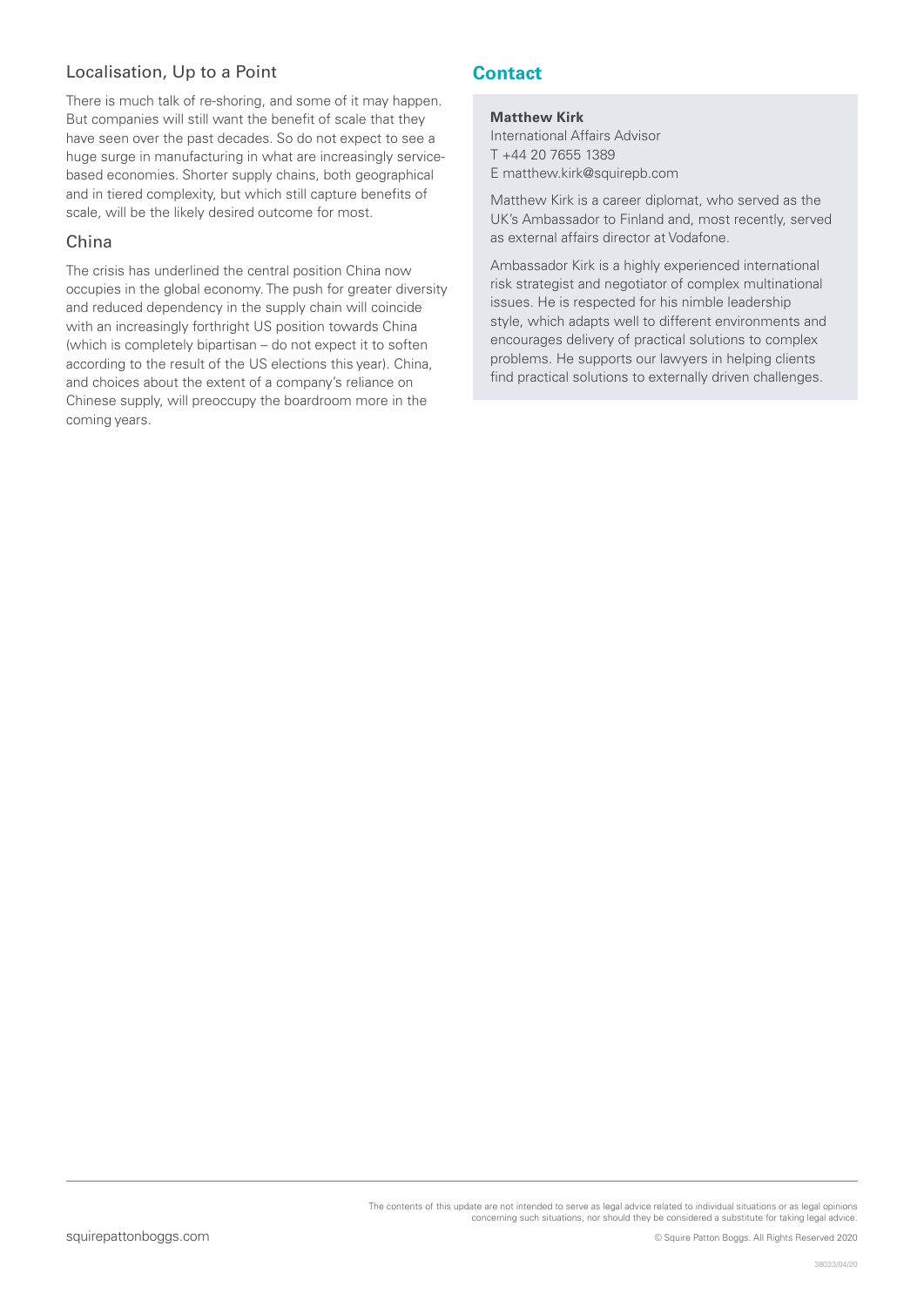## Localisation, Up to a Point

There is much talk of re-shoring, and some of it may happen. But companies will still want the benefit of scale that they have seen over the past decades. So do not expect to see a huge surge in manufacturing in what are increasingly service-based economies. Shorter supply chains, both geographical and in tiered complexity, but which still capture benefits of scale, will be the likely desired outcome for most.

## China

The crisis has underlined the central position China now occupies in the global economy. The push for greater diversity and reduced dependency in the supply chain will coincide with an increasingly forthright US position towards China (which is completely bipartisan – do not expect it to soften according to the result of the US elections this year). China, and choices about the extent of a company's reliance on Chinese supply, will preoccupy the boardroom more in the coming years.

## Contact

**Matthew Kirk**
International Affairs Advisor
T +44 20 7655 1389
E matthew.kirk@squirepb.com

Matthew Kirk is a career diplomat, who served as the UK's Ambassador to Finland and, most recently, served as external affairs director at Vodafone.

Ambassador Kirk is a highly experienced international risk strategist and negotiator of complex multinational issues. He is respected for his nimble leadership style, which adapts well to different environments and encourages delivery of practical solutions to complex problems. He supports our lawyers in helping clients find practical solutions to externally driven challenges.

The contents of this update are not intended to serve as legal advice related to individual situations or as legal opinions concerning such situations, nor should they be considered a substitute for taking legal advice.

squirepattonboggs.com

© Squire Patton Boggs. All Rights Reserved 2020

38033/04/20